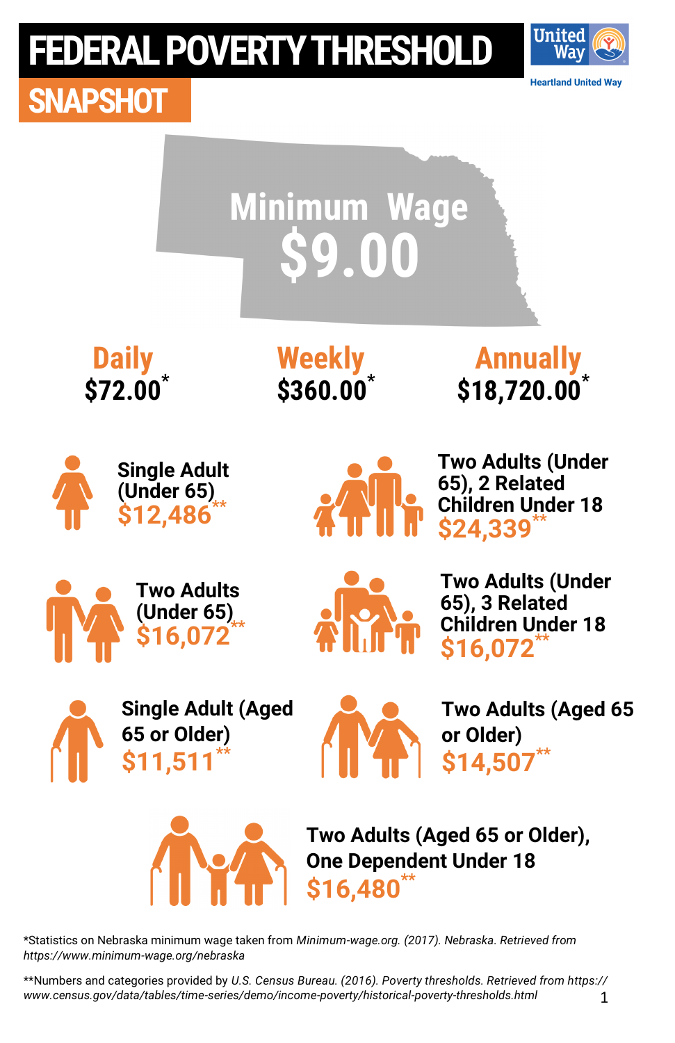# FEDERAL POVERTY THRESHOLD

## SNAPSHOT

Heartland United Way

## Minimum Wage

## $9.00

**Daily**
$72.00*

**Weekly**
$360.00*

**Annually**
$18,720.00*

**Single Adult (Under 65)**
$12,486**

**Two Adults (Under 65), 2 Related Children Under 18**
$24,339**

**Two Adults (Under 65)**
$16,072**

**Two Adults (Under 65), 3 Related Children Under 18**
$16,072**

**Single Adult (Aged 65 or Older)**
$11,511**

**Two Adults (Aged 65 or Older)**
$14,507**

**Two Adults (Aged 65 or Older), One Dependent Under 18**
$16,480**

*Statistics on Nebraska minimum wage taken from *Minimum-wage.org. (2017). Nebraska. Retrieved from https://www.minimum-wage.org/nebraska*

**Numbers and categories provided by *U.S. Census Bureau. (2016). Poverty thresholds. Retrieved from https://www.census.gov/data/tables/time-series/demo/income-poverty/historical-poverty-thresholds.html*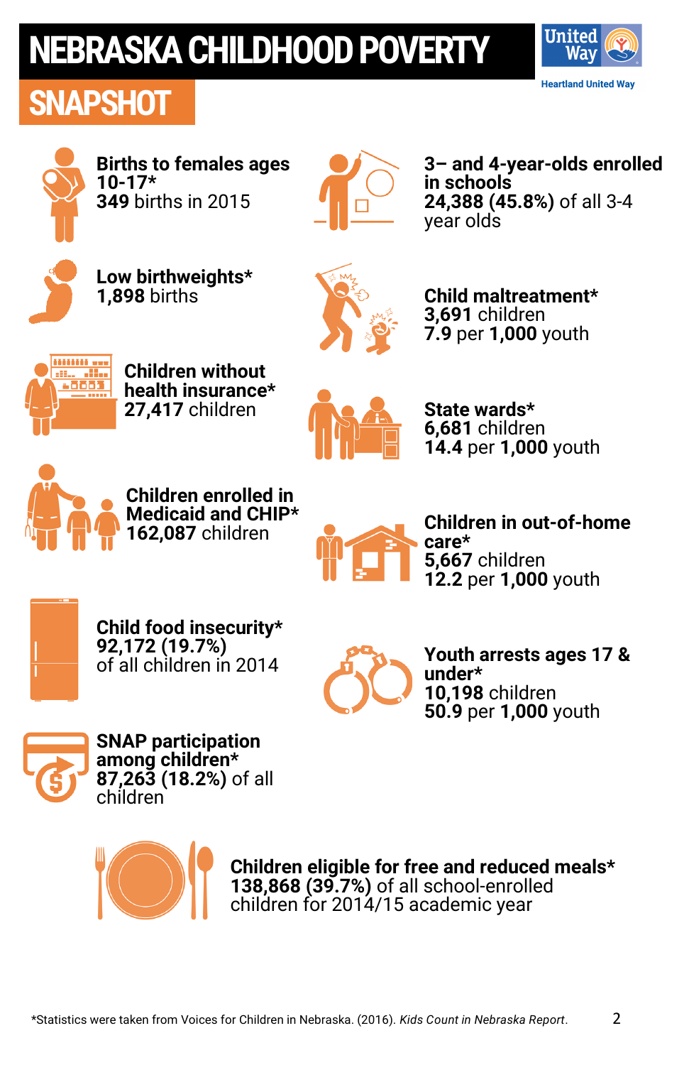# NEBRASKA CHILDHOOD POVERTY SNAPSHOT

Heartland United Way

**Births to females ages 10-17***
**349** births in 2015

**Low birthweights***
**1,898** births

**Children without health insurance***
**27,417** children

**Children enrolled in Medicaid and CHIP***
**162,087** children

**Child food insecurity***
**92,172 (19.7%)**
of all children in 2014

**SNAP participation among children***
**87,263 (18.2%)** of all children

**3– and 4-year-olds enrolled in schools**
**24,388 (45.8%)** of all 3-4 year olds

**Child maltreatment***
**3,691** children
**7.9** per **1,000** youth

**State wards***
**6,681** children
**14.4** per **1,000** youth

**Children in out-of-home care***
**5,667** children
**12.2** per **1,000** youth

**Youth arrests ages 17 & under***
**10,198** children
**50.9** per **1,000** youth

**Children eligible for free and reduced meals***
**138,868 (39.7%)** of all school-enrolled children for 2014/15 academic year

*Statistics were taken from Voices for Children in Nebraska. (2016). *Kids Count in Nebraska Report*.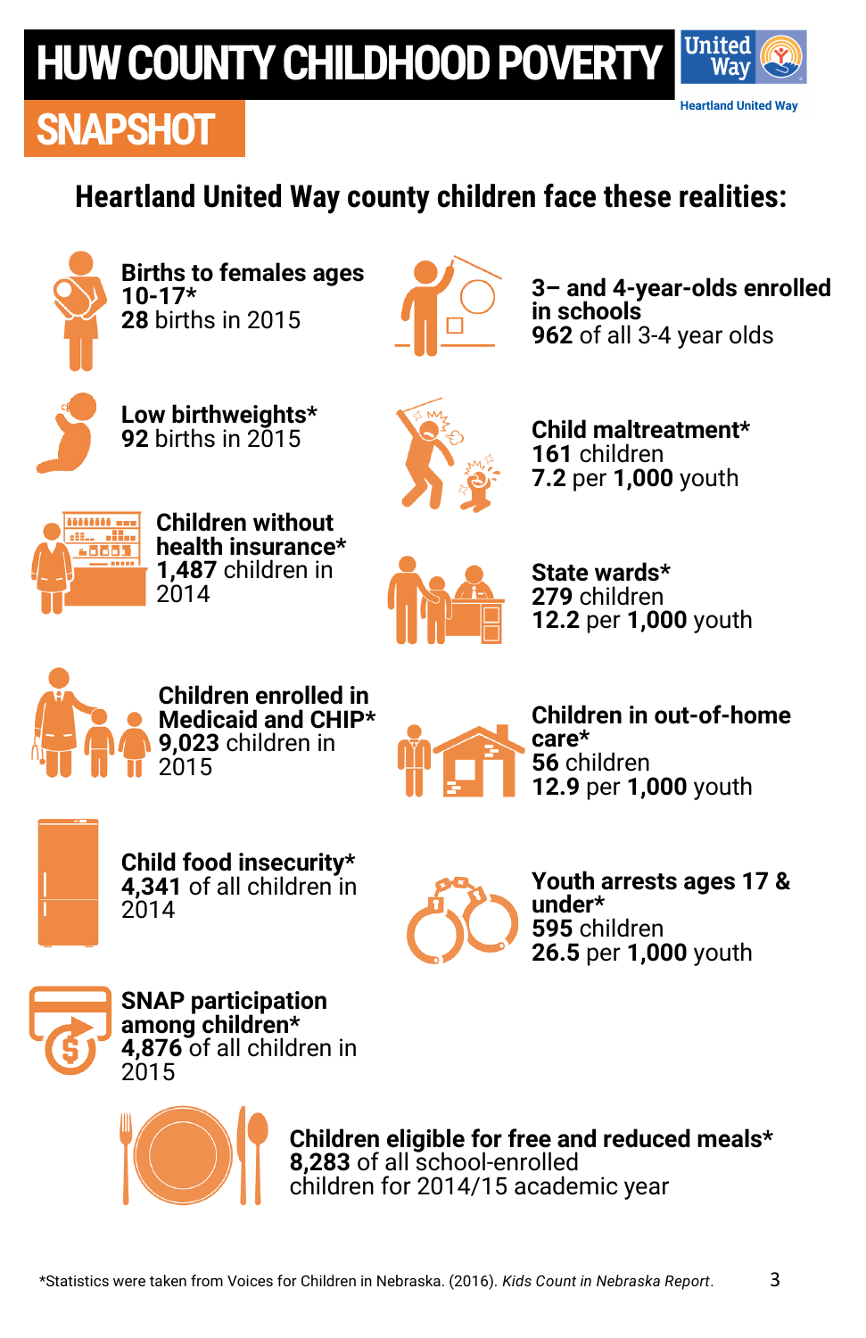# HUW COUNTY CHILDHOOD POVERTY SNAPSHOT

Heartland United Way

## Heartland United Way county children face these realities:

**Births to females ages 10-17***
**28** births in 2015

**Low birthweights***
**92** births in 2015

**Children without health insurance***
**1,487** children in 2014

**Children enrolled in Medicaid and CHIP***
**9,023** children in 2015

**Child food insecurity***
**4,341** of all children in 2014

**SNAP participation among children***
**4,876** of all children in 2015

**3– and 4-year-olds enrolled in schools**
**962** of all 3-4 year olds

**Child maltreatment***
**161** children
**7.2** per **1,000** youth

**State wards***
**279** children
**12.2** per **1,000** youth

**Children in out-of-home care***
**56** children
**12.9** per **1,000** youth

**Youth arrests ages 17 & under***
**595** children
**26.5** per **1,000** youth

**Children eligible for free and reduced meals***
**8,283** of all school-enrolled children for 2014/15 academic year

*Statistics were taken from Voices for Children in Nebraska. (2016). *Kids Count in Nebraska Report*.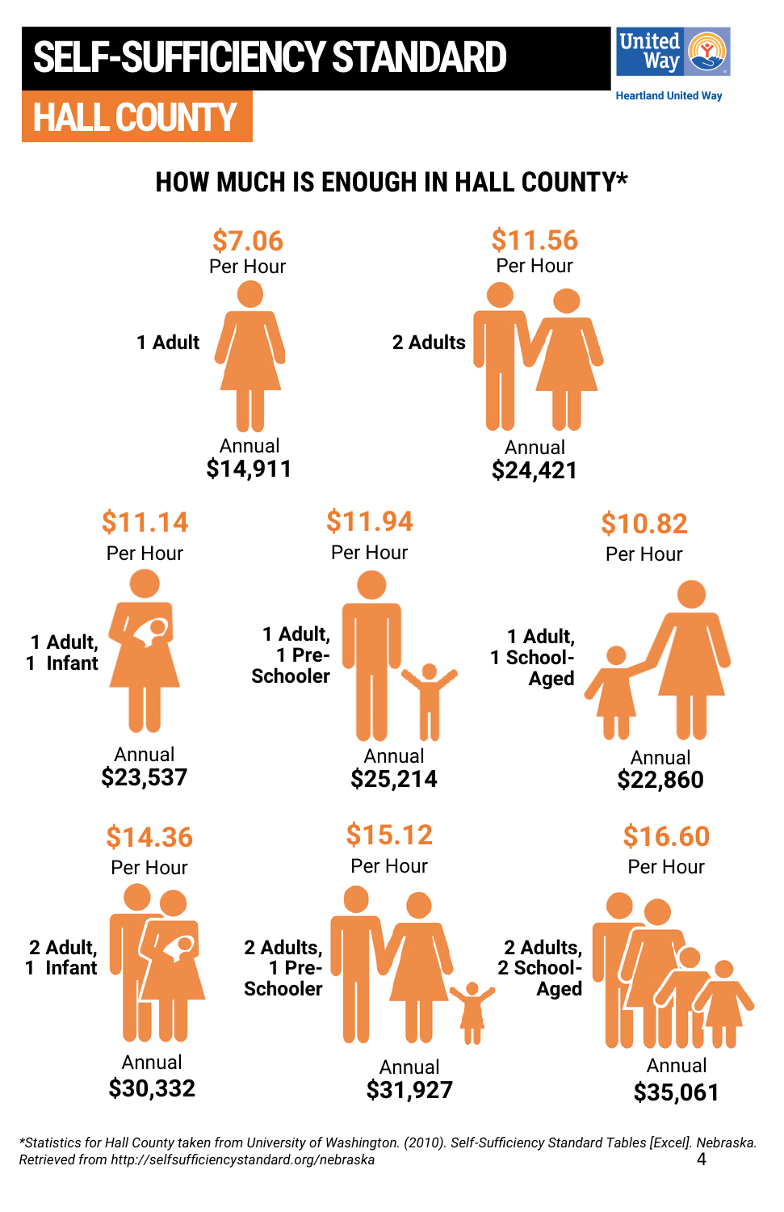# SELF-SUFFICIENCY STANDARD

## HALL COUNTY

United Way

Heartland United Way

### HOW MUCH IS ENOUGH IN HALL COUNTY*

| Family Type | Per Hour | Annual |
|---|---|---|
| 1 Adult | $7.06 | $14,911 |
| 2 Adults | $11.56 | $24,421 |
| 1 Adult, 1 Infant | $11.14 | $23,537 |
| 1 Adult, 1 Pre-Schooler | $11.94 | $25,214 |
| 1 Adult, 1 School-Aged | $10.82 | $22,860 |
| 2 Adult, 1 Infant | $14.36 | $30,332 |
| 2 Adults, 1 Pre-Schooler | $15.12 | $31,927 |
| 2 Adults, 2 School-Aged | $16.60 | $35,061 |

*Statistics for Hall County taken from University of Washington. (2010). Self-Sufficiency Standard Tables [Excel]. Nebraska. Retrieved from http://selfsufficiencystandard.org/nebraska*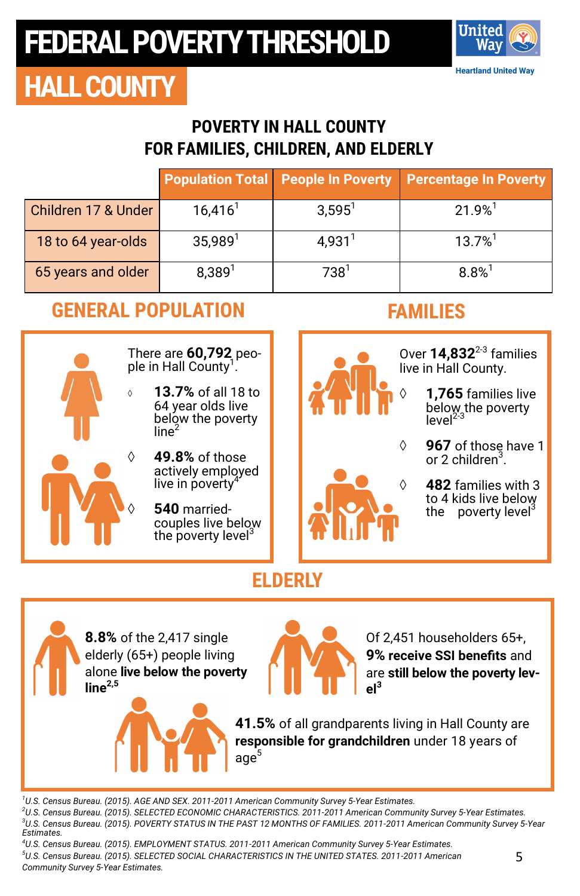# FEDERAL POVERTY THRESHOLD

# HALL COUNTY

United Way

Heartland United Way

## POVERTY IN HALL COUNTY FOR FAMILIES, CHILDREN, AND ELDERLY

| | Population Total | People In Poverty | Percentage In Poverty |
|---|---|---|---|
| Children 17 & Under | 16,416[1] | 3,595[1] | 21.9%[1] |
| 18 to 64 year-olds | 35,989[1] | 4,931[1] | 13.7%[1] |
| 65 years and older | 8,389[1] | 738[1] | 8.8%[1] |

## GENERAL POPULATION

There are **60,792** people in Hall County[1].

- **13.7%** of all 18 to 64 year olds live below the poverty line[2]
- **49.8%** of those actively employed live in poverty[4]
- **540** married-couples live below the poverty level[3]

## FAMILIES

Over **14,832**[2-3] families live in Hall County.

- **1,765** families live below the poverty level[2-3]
- **967** of those have 1 or 2 children[3].
- **482** families with 3 to 4 kids live below the poverty level[3]

## ELDERLY

**8.8%** of the 2,417 single elderly (65+) people living alone **live below the poverty line**[2,5]

Of 2,451 householders 65+, **9% receive SSI benefits** and are **still below the poverty level**[3]

**41.5%** of all grandparents living in Hall County are **responsible for grandchildren** under 18 years of age[5]

[1]*U.S. Census Bureau. (2015). AGE AND SEX. 2011-2011 American Community Survey 5-Year Estimates.*
[2]*U.S. Census Bureau. (2015). SELECTED ECONOMIC CHARACTERISTICS. 2011-2011 American Community Survey 5-Year Estimates.*
[3]*U.S. Census Bureau. (2015). POVERTY STATUS IN THE PAST 12 MONTHS OF FAMILIES. 2011-2011 American Community Survey 5-Year Estimates.*
[4]*U.S. Census Bureau. (2015). EMPLOYMENT STATUS. 2011-2011 American Community Survey 5-Year Estimates.*
[5]*U.S. Census Bureau. (2015). SELECTED SOCIAL CHARACTERISTICS IN THE UNITED STATES. 2011-2011 American Community Survey 5-Year Estimates.*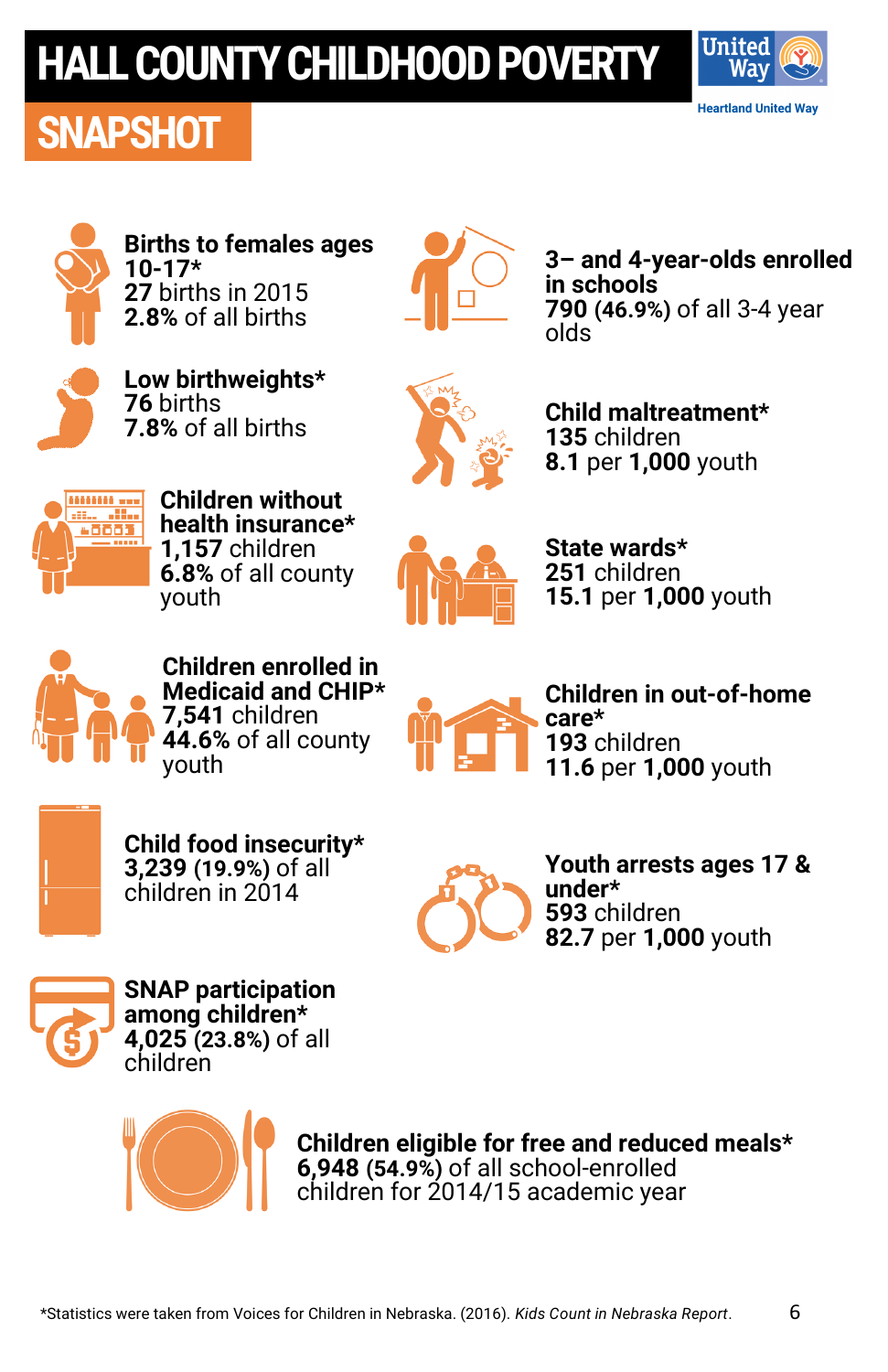# HALL COUNTY CHILDHOOD POVERTY SNAPSHOT

Heartland United Way

**Births to females ages 10-17***
**27** births in 2015
**2.8%** of all births

**Low birthweights***
**76** births
**7.8%** of all births

**Children without health insurance***
**1,157** children
**6.8%** of all county youth

**Children enrolled in Medicaid and CHIP***
**7,541** children
**44.6%** of all county youth

**Child food insecurity***
**3,239** **(19.9%)** of all children in 2014

**SNAP participation among children***
**4,025** **(23.8%)** of all children

**3– and 4-year-olds enrolled in schools**
**790** **(46.9%)** of all 3-4 year olds

**Child maltreatment***
**135** children
**8.1** per **1,000** youth

**State wards***
**251** children
**15.1** per **1,000** youth

**Children in out-of-home care***
**193** children
**11.6** per **1,000** youth

**Youth arrests ages 17 & under***
**593** children
**82.7** per **1,000** youth

**Children eligible for free and reduced meals***
**6,948** **(54.9%)** of all school-enrolled children for 2014/15 academic year

*Statistics were taken from Voices for Children in Nebraska. (2016). *Kids Count in Nebraska Report*.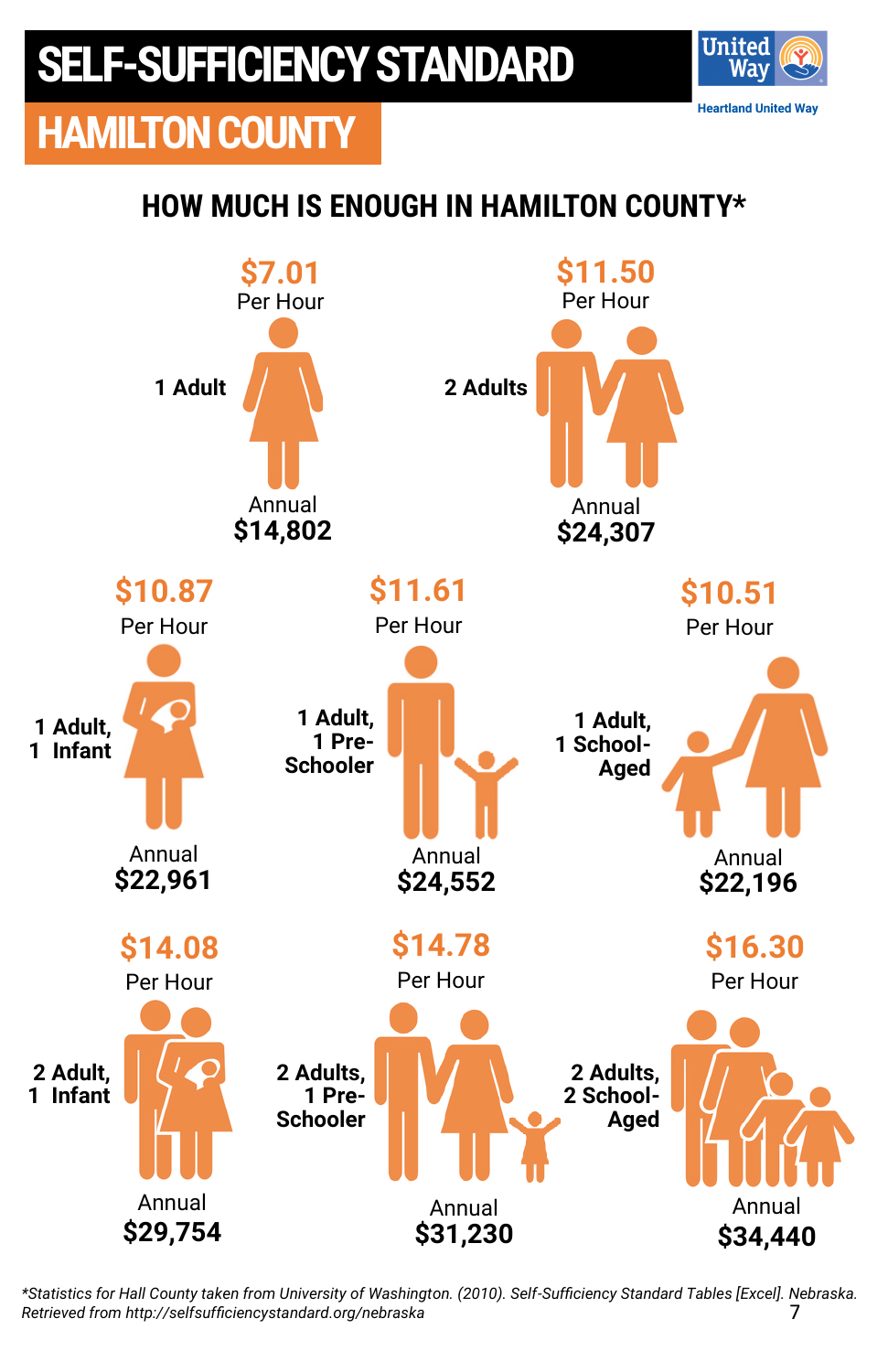# SELF-SUFFICIENCY STANDARD

## HAMILTON COUNTY

United Way

Heartland United Way

### HOW MUCH IS ENOUGH IN HAMILTON COUNTY*

| Family Type | Per Hour | Annual |
|---|---|---|
| 1 Adult | $7.01 | $14,802 |
| 2 Adults | $11.50 | $24,307 |
| 1 Adult, 1 Infant | $10.87 | $22,961 |
| 1 Adult, 1 Pre-Schooler | $11.61 | $24,552 |
| 1 Adult, 1 School-Aged | $10.51 | $22,196 |
| 2 Adult, 1 Infant | $14.08 | $29,754 |
| 2 Adults, 1 Pre-Schooler | $14.78 | $31,230 |
| 2 Adults, 2 School-Aged | $16.30 | $34,440 |

*\*Statistics for Hall County taken from University of Washington. (2010). Self-Sufficiency Standard Tables [Excel]. Nebraska. Retrieved from http://selfsufficiencystandard.org/nebraska*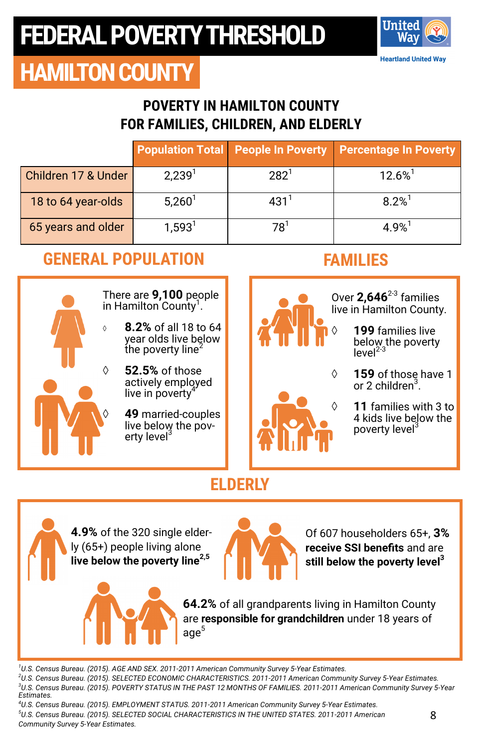# FEDERAL POVERTY THRESHOLD

# HAMILTON COUNTY

United Way
Heartland United Way

## POVERTY IN HAMILTON COUNTY FOR FAMILIES, CHILDREN, AND ELDERLY

| | Population Total | People In Poverty | Percentage In Poverty |
|---|---|---|---|
| Children 17 & Under | 2,239[1] | 282[1] | 12.6%[1] |
| 18 to 64 year-olds | 5,260[1] | 431[1] | 8.2%[1] |
| 65 years and older | 1,593[1] | 78[1] | 4.9%[1] |

## GENERAL POPULATION

There are **9,100** people in Hamilton County[1].

- **8.2%** of all 18 to 64 year olds live below the poverty line[2]
- **52.5%** of those actively employed live in poverty[4]
- **49** married-couples live below the poverty level[3]

## FAMILIES

Over **2,646**[2-3] families live in Hamilton County.

- **199** families live below the poverty level[2-3]
- **159** of those have 1 or 2 children[3].
- **11** families with 3 to 4 kids live below the poverty level[3]

## ELDERLY

**4.9%** of the 320 single elderly (65+) people living alone **live below the poverty line**[2,5]

Of 607 householders 65+, **3% receive SSI benefits** and are **still below the poverty level**[3]

**64.2%** of all grandparents living in Hamilton County are **responsible for grandchildren** under 18 years of age[5]

[1]*U.S. Census Bureau. (2015). AGE AND SEX. 2011-2011 American Community Survey 5-Year Estimates.*
[2]*U.S. Census Bureau. (2015). SELECTED ECONOMIC CHARACTERISTICS. 2011-2011 American Community Survey 5-Year Estimates.*
[3]*U.S. Census Bureau. (2015). POVERTY STATUS IN THE PAST 12 MONTHS OF FAMILIES. 2011-2011 American Community Survey 5-Year Estimates.*
[4]*U.S. Census Bureau. (2015). EMPLOYMENT STATUS. 2011-2011 American Community Survey 5-Year Estimates.*
[5]*U.S. Census Bureau. (2015). SELECTED SOCIAL CHARACTERISTICS IN THE UNITED STATES. 2011-2011 American Community Survey 5-Year Estimates.*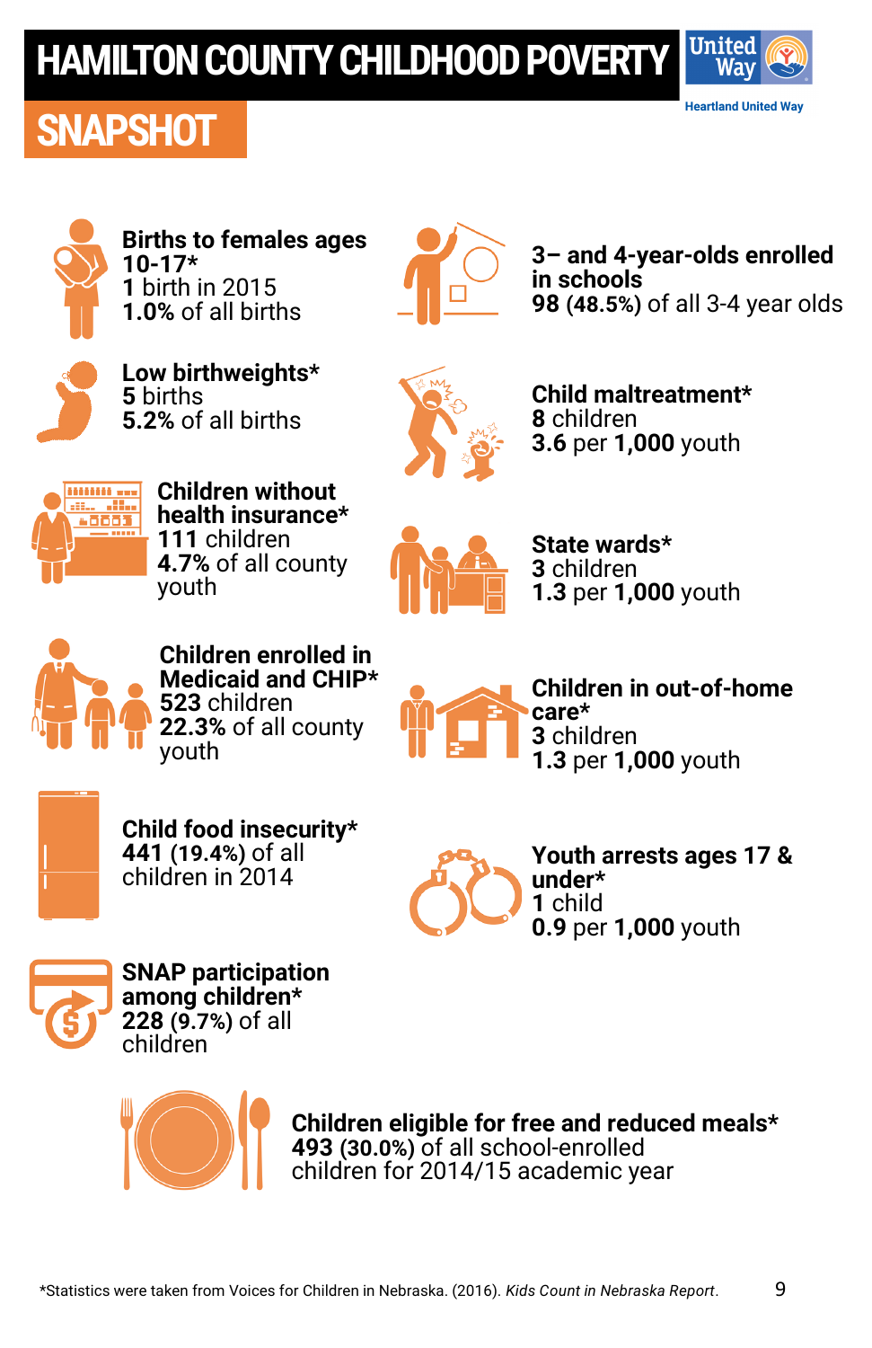# HAMILTON COUNTY CHILDHOOD POVERTY SNAPSHOT

Heartland United Way

**Births to females ages 10-17***
**1** birth in 2015
**1.0%** of all births

**Low birthweights***
**5** births
**5.2%** of all births

**Children without health insurance***
**111** children
**4.7%** of all county youth

**Children enrolled in Medicaid and CHIP***
**523** children
**22.3%** of all county youth

**Child food insecurity***
**441** (**19.4%**) of all children in 2014

**SNAP participation among children***
**228** (**9.7%**) of all children

**3– and 4-year-olds enrolled in schools**
**98** (**48.5%**) of all 3-4 year olds

**Child maltreatment***
**8** children
**3.6** per **1,000** youth

**State wards***
**3** children
**1.3** per **1,000** youth

**Children in out-of-home care***
**3** children
**1.3** per **1,000** youth

**Youth arrests ages 17 & under***
**1** child
**0.9** per **1,000** youth

**Children eligible for free and reduced meals***
**493** (**30.0%**) of all school-enrolled children for 2014/15 academic year

*Statistics were taken from Voices for Children in Nebraska. (2016). *Kids Count in Nebraska Report*.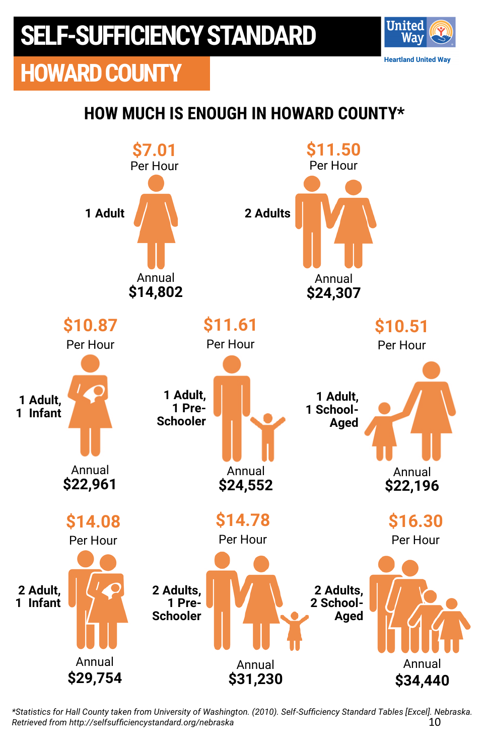# SELF-SUFFICIENCY STANDARD

## HOWARD COUNTY

Heartland United Way

### HOW MUCH IS ENOUGH IN HOWARD COUNTY*

**$7.01**
Per Hour

1 Adult

Annual
**$14,802**

**$11.50**
Per Hour

2 Adults

Annual
**$24,307**

**$10.87**
Per Hour

1 Adult, 1 Infant

Annual
**$22,961**

**$11.61**
Per Hour

1 Adult, 1 Pre-Schooler

Annual
**$24,552**

**$10.51**
Per Hour

1 Adult, 1 School-Aged

Annual
**$22,196**

**$14.08**
Per Hour

2 Adult, 1 Infant

Annual
**$29,754**

**$14.78**
Per Hour

2 Adults, 1 Pre-Schooler

Annual
**$31,230**

**$16.30**
Per Hour

2 Adults, 2 School-Aged

Annual
**$34,440**

*\*Statistics for Hall County taken from University of Washington. (2010). Self-Sufficiency Standard Tables [Excel]. Nebraska. Retrieved from http://selfsufficiencystandard.org/nebraska*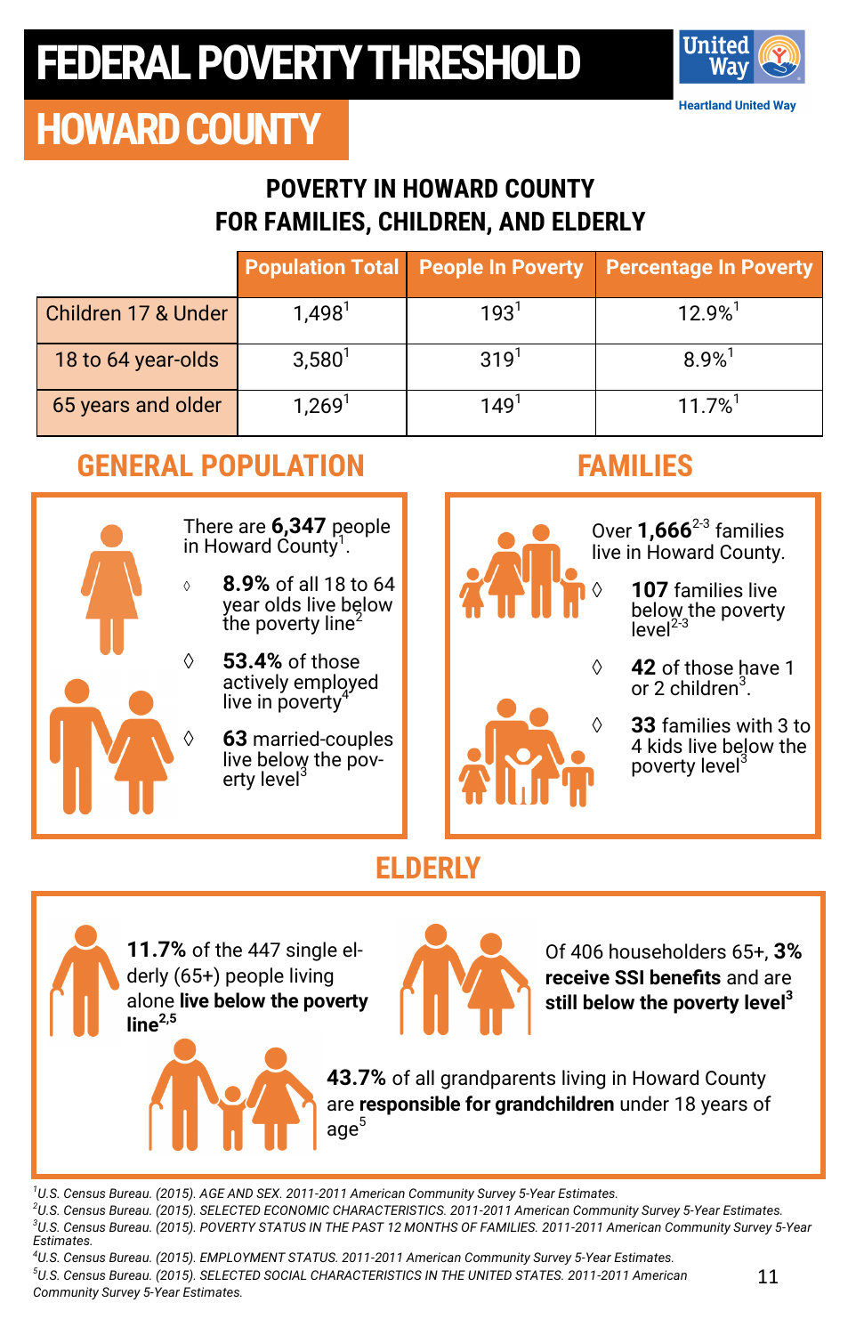# FEDERAL POVERTY THRESHOLD

## HOWARD COUNTY

Heartland United Way

### POVERTY IN HOWARD COUNTY FOR FAMILIES, CHILDREN, AND ELDERLY

| | Population Total | People In Poverty | Percentage In Poverty |
|---|---|---|---|
| Children 17 & Under | 1,498[1] | 193[1] | 12.9%[1] |
| 18 to 64 year-olds | 3,580[1] | 319[1] | 8.9%[1] |
| 65 years and older | 1,269[1] | 149[1] | 11.7%[1] |

## GENERAL POPULATION

There are **6,347** people in Howard County[1].

- **8.9%** of all 18 to 64 year olds live below the poverty line[2]
- **53.4%** of those actively employed live in poverty[4]
- **63** married-couples live below the poverty level[3]

## FAMILIES

Over **1,666**[2-3] families live in Howard County.

- **107** families live below the poverty level[2-3]
- **42** of those have 1 or 2 children[3].
- **33** families with 3 to 4 kids live below the poverty level[3]

## ELDERLY

**11.7%** of the 447 single elderly (65+) people living alone **live below the poverty line**[2,5]

Of 406 householders 65+, **3% receive SSI benefits** and are **still below the poverty level**[3]

**43.7%** of all grandparents living in Howard County are **responsible for grandchildren** under 18 years of age[5]

*[1]U.S. Census Bureau. (2015). AGE AND SEX. 2011-2011 American Community Survey 5-Year Estimates.*
*[2]U.S. Census Bureau. (2015). SELECTED ECONOMIC CHARACTERISTICS. 2011-2011 American Community Survey 5-Year Estimates.*
*[3]U.S. Census Bureau. (2015). POVERTY STATUS IN THE PAST 12 MONTHS OF FAMILIES. 2011-2011 American Community Survey 5-Year Estimates.*
*[4]U.S. Census Bureau. (2015). EMPLOYMENT STATUS. 2011-2011 American Community Survey 5-Year Estimates.*
*[5]U.S. Census Bureau. (2015). SELECTED SOCIAL CHARACTERISTICS IN THE UNITED STATES. 2011-2011 American Community Survey 5-Year Estimates.*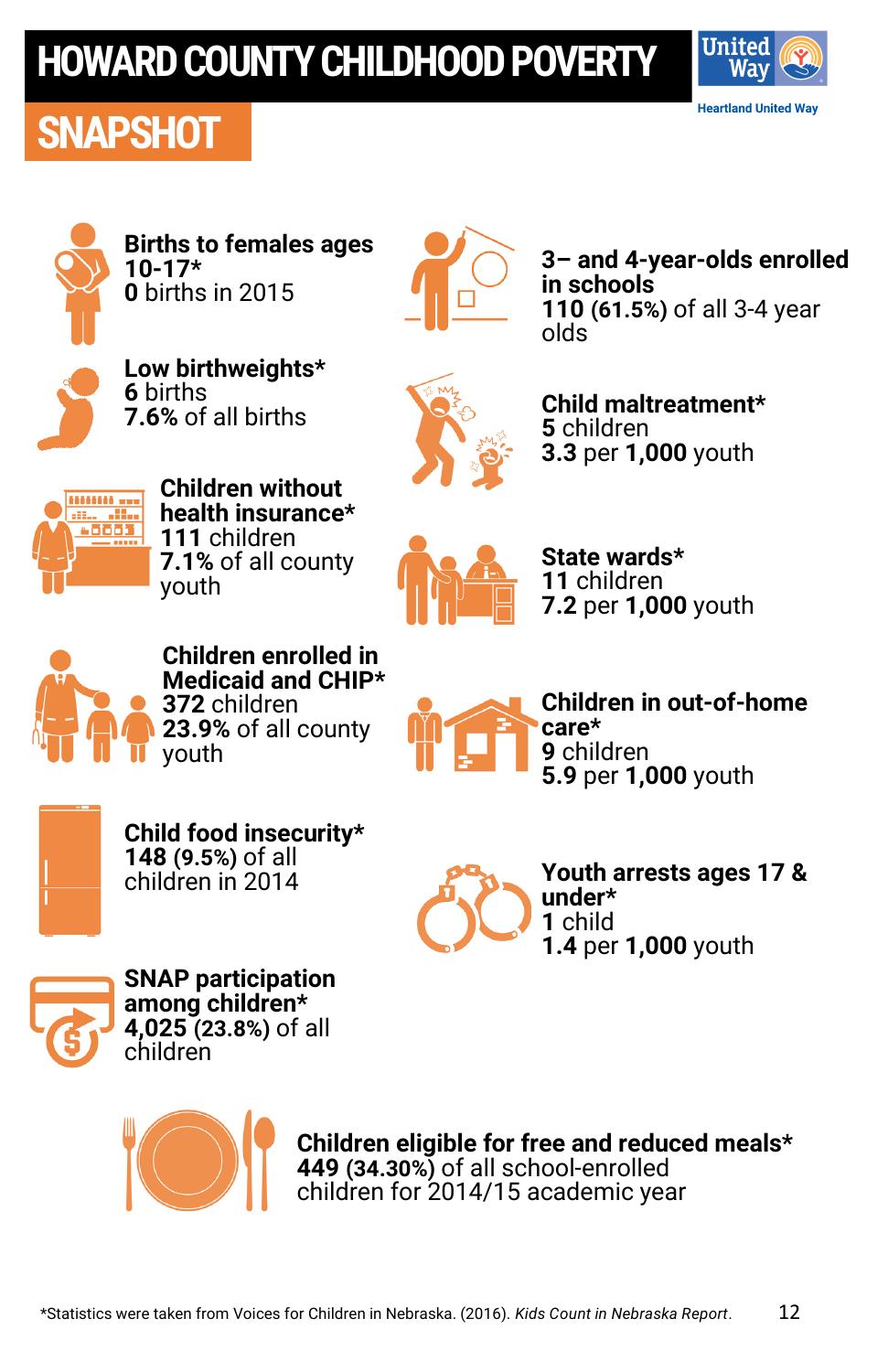# HOWARD COUNTY CHILDHOOD POVERTY

## SNAPSHOT

Heartland United Way

**Births to females ages 10-17***
**0** births in 2015

**Low birthweights***
**6** births
**7.6%** of all births

**Children without health insurance***
**111** children
**7.1%** of all county youth

**Children enrolled in Medicaid and CHIP***
**372** children
**23.9%** of all county youth

**Child food insecurity***
**148** (**9.5%**) of all children in 2014

**SNAP participation among children***
**4,025** (**23.8%**) of all children

**3– and 4-year-olds enrolled in schools**
**110** (**61.5%**) of all 3-4 year olds

**Child maltreatment***
**5** children
**3.3** per **1,000** youth

**State wards***
**11** children
**7.2** per **1,000** youth

**Children in out-of-home care***
**9** children
**5.9** per **1,000** youth

**Youth arrests ages 17 & under***
**1** child
**1.4** per **1,000** youth

**Children eligible for free and reduced meals***
**449** (**34.30%**) of all school-enrolled children for 2014/15 academic year

*Statistics were taken from Voices for Children in Nebraska. (2016). *Kids Count in Nebraska Report*.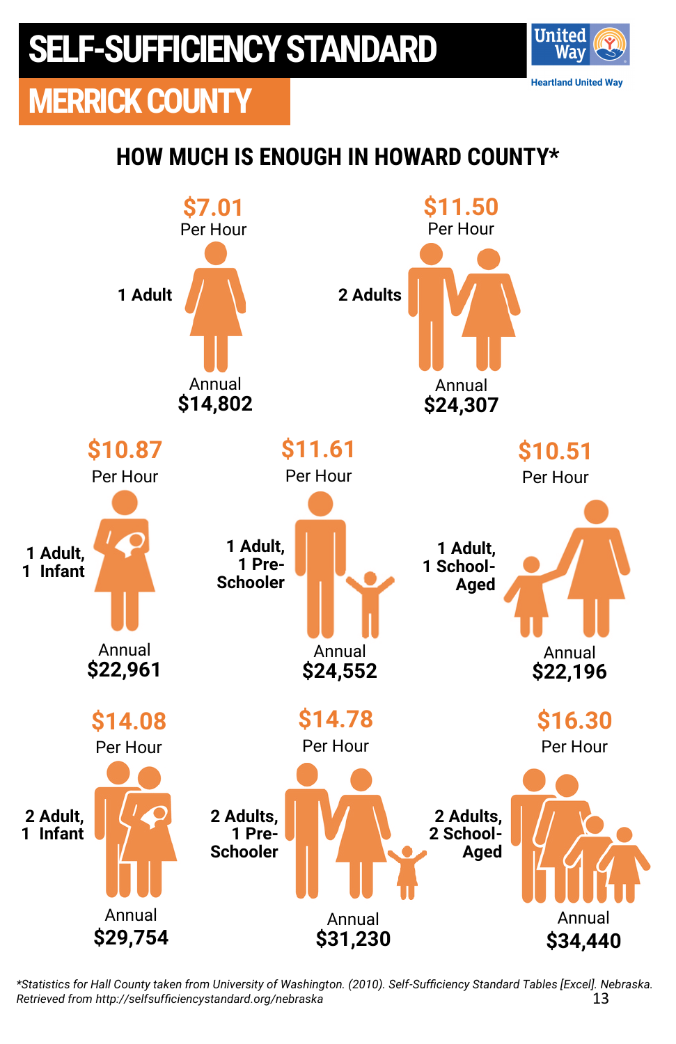# SELF-SUFFICIENCY STANDARD

## MERRICK COUNTY

Heartland United Way

### HOW MUCH IS ENOUGH IN HOWARD COUNTY*

| Family Type | Per Hour | Annual |
|---|---|---|
| 1 Adult | $7.01 | $14,802 |
| 2 Adults | $11.50 | $24,307 |
| 1 Adult, 1 Infant | $10.87 | $22,961 |
| 1 Adult, 1 Pre-Schooler | $11.61 | $24,552 |
| 1 Adult, 1 School-Aged | $10.51 | $22,196 |
| 2 Adult, 1 Infant | $14.08 | $29,754 |
| 2 Adults, 1 Pre-Schooler | $14.78 | $31,230 |
| 2 Adults, 2 School-Aged | $16.30 | $34,440 |

*\*Statistics for Hall County taken from University of Washington. (2010). Self-Sufficiency Standard Tables [Excel]. Nebraska. Retrieved from http://selfsufficiencystandard.org/nebraska*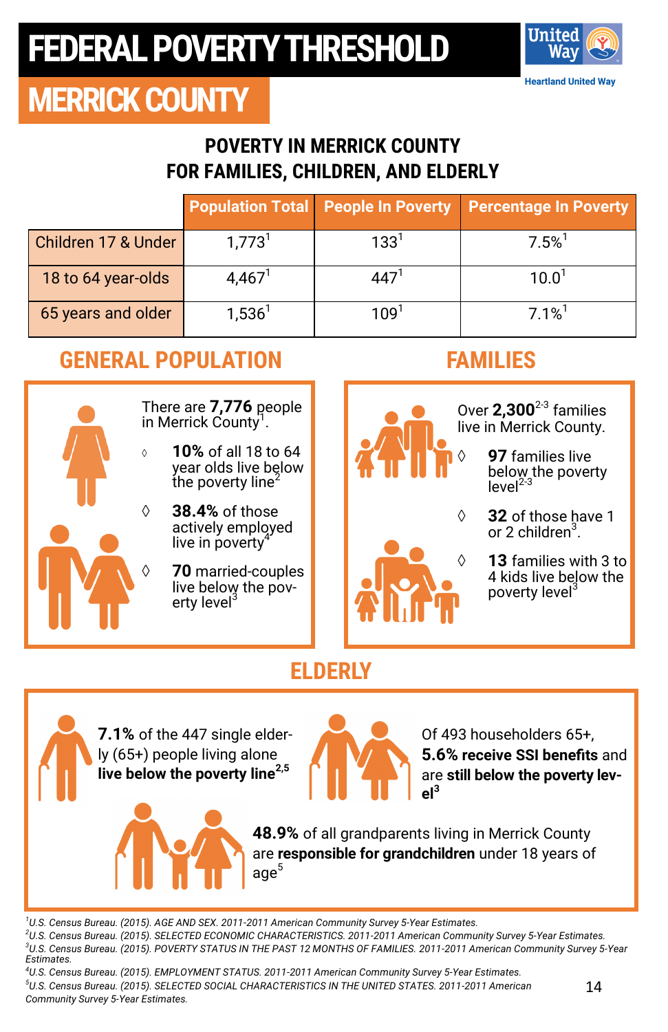# FEDERAL POVERTY THRESHOLD

## MERRICK COUNTY

Heartland United Way

### POVERTY IN MERRICK COUNTY FOR FAMILIES, CHILDREN, AND ELDERLY

| | Population Total | People In Poverty | Percentage In Poverty |
|---|---|---|---|
| Children 17 & Under | 1,773[1] | 133[1] | 7.5%[1] |
| 18 to 64 year-olds | 4,467[1] | 447[1] | 10.0[1] |
| 65 years and older | 1,536[1] | 109[1] | 7.1%[1] |

## GENERAL POPULATION

There are **7,776** people in Merrick County[1].

- **10%** of all 18 to 64 year olds live below the poverty line[2]
- **38.4%** of those actively employed live in poverty[4]
- **70** married-couples live below the poverty level[3]

## FAMILIES

Over **2,300**[2-3] families live in Merrick County.

- **97** families live below the poverty level[2-3]
- **32** of those have 1 or 2 children[3].
- **13** families with 3 to 4 kids live below the poverty level[3]

## ELDERLY

**7.1%** of the 447 single elderly (65+) people living alone **live below the poverty line**[2,5]

Of 493 householders 65+, **5.6% receive SSI benefits** and are **still below the poverty level**[3]

**48.9%** of all grandparents living in Merrick County are **responsible for grandchildren** under 18 years of age[5]

*[1]U.S. Census Bureau. (2015). AGE AND SEX. 2011-2011 American Community Survey 5-Year Estimates.*
*[2]U.S. Census Bureau. (2015). SELECTED ECONOMIC CHARACTERISTICS. 2011-2011 American Community Survey 5-Year Estimates.*
*[3]U.S. Census Bureau. (2015). POVERTY STATUS IN THE PAST 12 MONTHS OF FAMILIES. 2011-2011 American Community Survey 5-Year Estimates.*
*[4]U.S. Census Bureau. (2015). EMPLOYMENT STATUS. 2011-2011 American Community Survey 5-Year Estimates.*
*[5]U.S. Census Bureau. (2015). SELECTED SOCIAL CHARACTERISTICS IN THE UNITED STATES. 2011-2011 American Community Survey 5-Year Estimates.*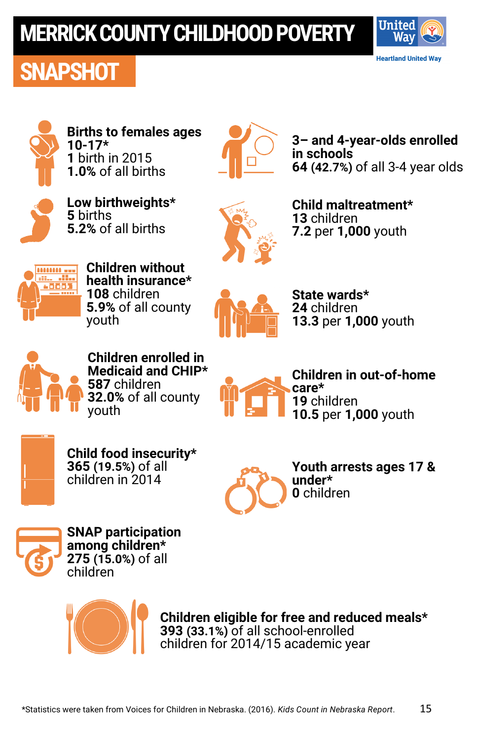# MERRICK COUNTY CHILDHOOD POVERTY SNAPSHOT

Heartland United Way

**Births to females ages 10-17***
**1** birth in 2015
**1.0%** of all births

**Low birthweights***
**5** births
**5.2%** of all births

**Children without health insurance***
**108** children
**5.9%** of all county youth

**Children enrolled in Medicaid and CHIP***
**587** children
**32.0%** of all county youth

**Child food insecurity***
**365** (**19.5%**) of all children in 2014

**SNAP participation among children***
**275** (**15.0%**) of all children

**3– and 4-year-olds enrolled in schools**
**64** (**42.7%**) of all 3-4 year olds

**Child maltreatment***
**13** children
**7.2** per **1,000** youth

**State wards***
**24** children
**13.3** per **1,000** youth

**Children in out-of-home care***
**19** children
**10.5** per **1,000** youth

**Youth arrests ages 17 & under***
**0** children

**Children eligible for free and reduced meals***
**393** (**33.1%**) of all school-enrolled children for 2014/15 academic year

*Statistics were taken from Voices for Children in Nebraska. (2016). *Kids Count in Nebraska Report*.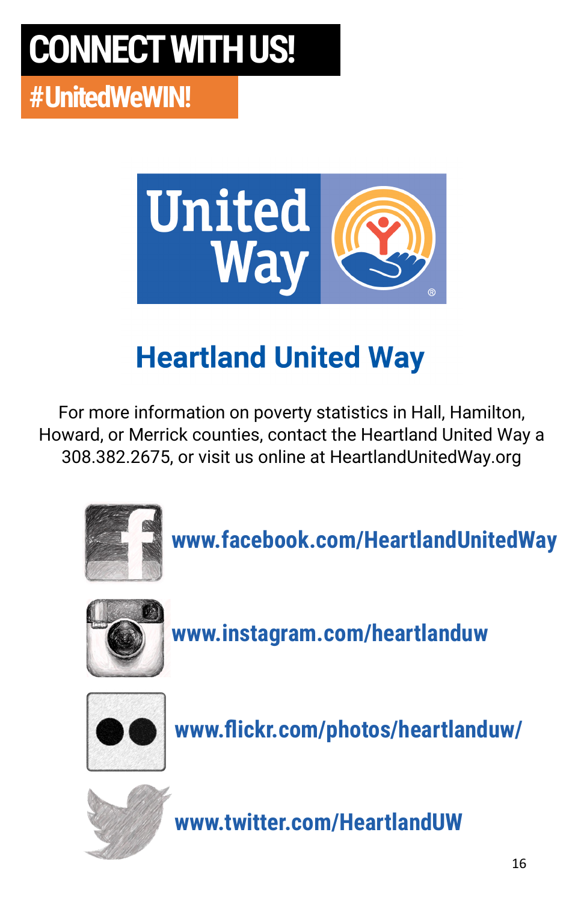# CONNECT WITH US!

## #UnitedWeWIN!

United Way

## Heartland United Way

For more information on poverty statistics in Hall, Hamilton, Howard, or Merrick counties, contact the Heartland United Way a 308.382.2675, or visit us online at HeartlandUnitedWay.org

**www.facebook.com/HeartlandUnitedWay**

**www.instagram.com/heartlanduw**

**www.flickr.com/photos/heartlanduw/**

**www.twitter.com/HeartlandUW**